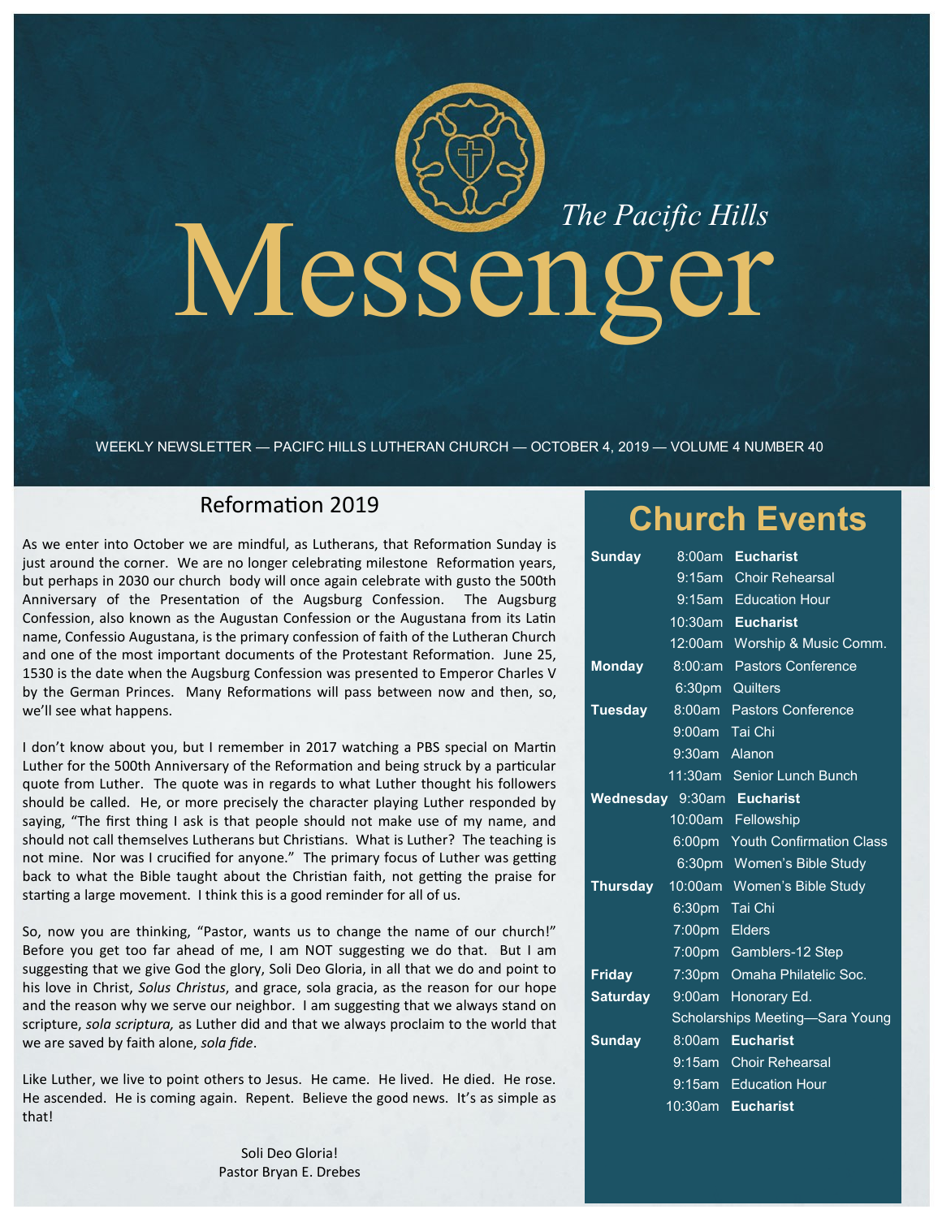# *The Pacific Hills* Messenger

WEEKLY NEWSLETTER — PACIFC HILLS LUTHERAN CHURCH — OCTOBER 4, 2019 — VOLUME 4 NUMBER 40

## Reformation 2019

As we enter into October we are mindful, as Lutherans, that Reformation Sunday is just around the corner. We are no longer celebrating milestone Reformation years, but perhaps in 2030 our church body will once again celebrate with gusto the 500th Anniversary of the Presentation of the Augsburg Confession. The Augsburg Confession, also known as the Augustan Confession or the Augustana from its Latin name, Confessio Augustana, is the primary confession of faith of the Lutheran Church and one of the most important documents of the Protestant Reformation. June 25, 1530 is the date when the Augsburg Confession was presented to Emperor Charles V by the German Princes. Many Reformations will pass between now and then, so, we'll see what happens.

I don't know about you, but I remember in 2017 watching a PBS special on Martin Luther for the 500th Anniversary of the Reformation and being struck by a particular quote from Luther. The quote was in regards to what Luther thought his followers should be called. He, or more precisely the character playing Luther responded by saying, "The first thing I ask is that people should not make use of my name, and should not call themselves Lutherans but Christians. What is Luther? The teaching is not mine. Nor was I crucified for anyone." The primary focus of Luther was getting back to what the Bible taught about the Christian faith, not getting the praise for starting a large movement. I think this is a good reminder for all of us.

So, now you are thinking, "Pastor, wants us to change the name of our church!" Before you get too far ahead of me, I am NOT suggesting we do that. But I am suggesting that we give God the glory, Soli Deo Gloria, in all that we do and point to his love in Christ, *Solus Christus*, and grace, sola gracia, as the reason for our hope and the reason why we serve our neighbor. I am suggesting that we always stand on scripture, *sola scriptura,* as Luther did and that we always proclaim to the world that we are saved by faith alone, *sola fide*.

Like Luther, we live to point others to Jesus. He came. He lived. He died. He rose. He ascended. He is coming again. Repent. Believe the good news. It's as simple as that!

Soli Deo Gloria!
Pastor Bryan E. Drebes

## Church Events

| Day | Time | Event |
|---|---|---|
| **Sunday** | 8:00am | **Eucharist** |
| | 9:15am | Choir Rehearsal |
| | 9:15am | Education Hour |
| | 10:30am | **Eucharist** |
| | 12:00am | Worship & Music Comm. |
| **Monday** | 8:00:am | Pastors Conference |
| | 6:30pm | Quilters |
| **Tuesday** | 8:00am | Pastors Conference |
| | 9:00am | Tai Chi |
| | 9:30am | Alanon |
| | 11:30am | Senior Lunch Bunch |
| **Wednesday** | 9:30am | **Eucharist** |
| | 10:00am | Fellowship |
| | 6:00pm | Youth Confirmation Class |
| | 6:30pm | Women's Bible Study |
| **Thursday** | 10:00am | Women's Bible Study |
| | 6:30pm | Tai Chi |
| | 7:00pm | Elders |
| | 7:00pm | Gamblers-12 Step |
| **Friday** | 7:30pm | Omaha Philatelic Soc. |
| **Saturday** | 9:00am | Honorary Ed. Scholarships Meeting—Sara Young |
| **Sunday** | 8:00am | **Eucharist** |
| | 9:15am | Choir Rehearsal |
| | 9:15am | Education Hour |
| | 10:30am | **Eucharist** |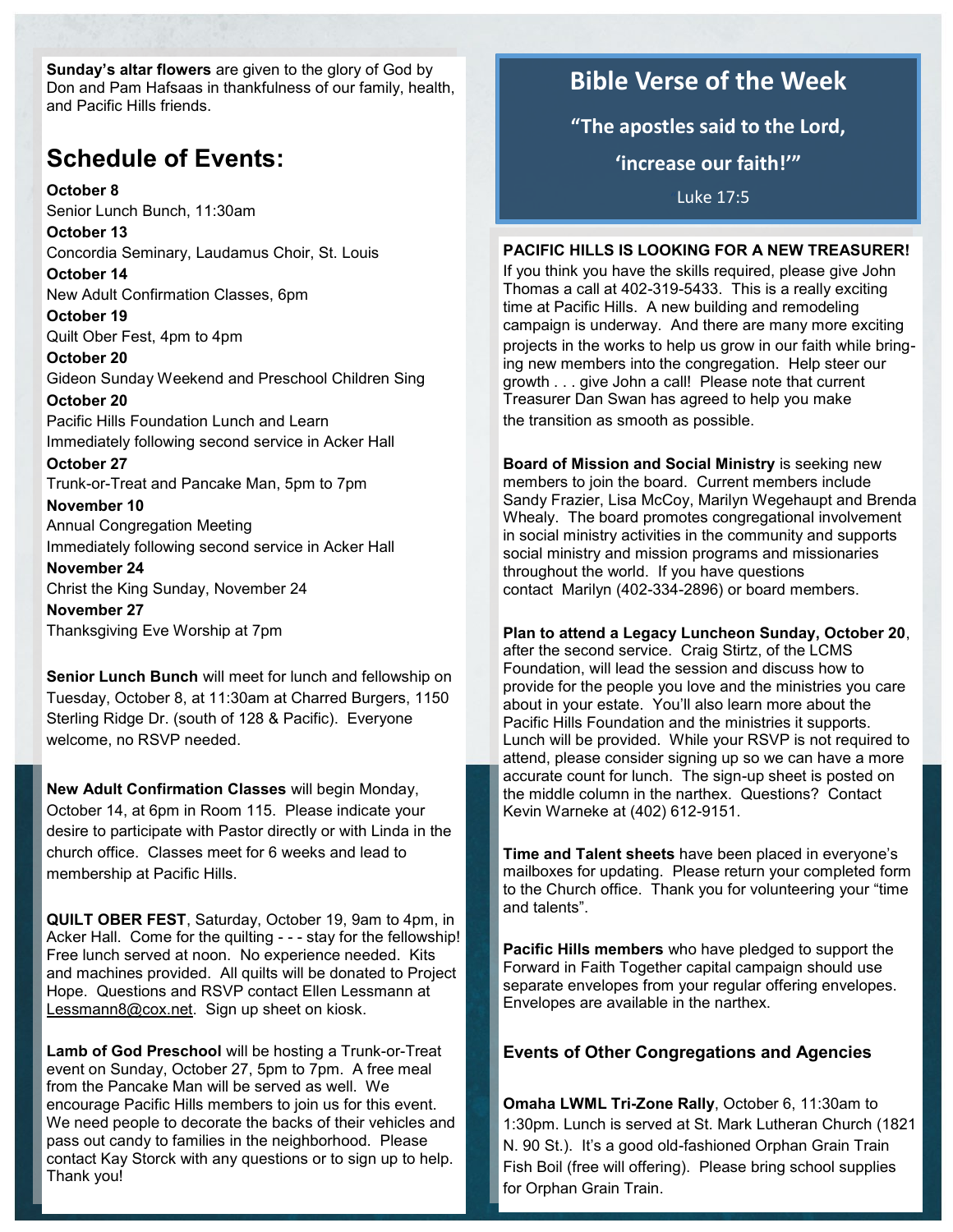**Sunday's altar flowers** are given to the glory of God by Don and Pam Hafsaas in thankfulness of our family, health, and Pacific Hills friends.

## Schedule of Events:

**October 8**
Senior Lunch Bunch, 11:30am

**October 13**
Concordia Seminary, Laudamus Choir, St. Louis

**October 14**
New Adult Confirmation Classes, 6pm

**October 19**
Quilt Ober Fest, 4pm to 4pm

**October 20**
Gideon Sunday Weekend and Preschool Children Sing

**October 20**
Pacific Hills Foundation Lunch and Learn
Immediately following second service in Acker Hall

**October 27**
Trunk-or-Treat and Pancake Man, 5pm to 7pm

**November 10**
Annual Congregation Meeting
Immediately following second service in Acker Hall

**November 24**
Christ the King Sunday, November 24

**November 27**
Thanksgiving Eve Worship at 7pm

**Senior Lunch Bunch** will meet for lunch and fellowship on Tuesday, October 8, at 11:30am at Charred Burgers, 1150 Sterling Ridge Dr. (south of 128 & Pacific). Everyone welcome, no RSVP needed.

**New Adult Confirmation Classes** will begin Monday, October 14, at 6pm in Room 115. Please indicate your desire to participate with Pastor directly or with Linda in the church office. Classes meet for 6 weeks and lead to membership at Pacific Hills.

**QUILT OBER FEST**, Saturday, October 19, 9am to 4pm, in Acker Hall. Come for the quilting - - - stay for the fellowship! Free lunch served at noon. No experience needed. Kits and machines provided. All quilts will be donated to Project Hope. Questions and RSVP contact Ellen Lessmann at Lessmann8@cox.net. Sign up sheet on kiosk.

**Lamb of God Preschool** will be hosting a Trunk-or-Treat event on Sunday, October 27, 5pm to 7pm. A free meal from the Pancake Man will be served as well. We encourage Pacific Hills members to join us for this event. We need people to decorate the backs of their vehicles and pass out candy to families in the neighborhood. Please contact Kay Storck with any questions or to sign up to help. Thank you!

## Bible Verse of the Week

**"The apostles said to the Lord,**

**'increase our faith!'"**

Luke 17:5

**PACIFIC HILLS IS LOOKING FOR A NEW TREASURER!**
If you think you have the skills required, please give John Thomas a call at 402-319-5433. This is a really exciting time at Pacific Hills. A new building and remodeling campaign is underway. And there are many more exciting projects in the works to help us grow in our faith while bringing new members into the congregation. Help steer our growth . . . give John a call! Please note that current Treasurer Dan Swan has agreed to help you make the transition as smooth as possible.

**Board of Mission and Social Ministry** is seeking new members to join the board. Current members include Sandy Frazier, Lisa McCoy, Marilyn Wegehaupt and Brenda Whealy. The board promotes congregational involvement in social ministry activities in the community and supports social ministry and mission programs and missionaries throughout the world. If you have questions contact Marilyn (402-334-2896) or board members.

**Plan to attend a Legacy Luncheon Sunday, October 20**, after the second service. Craig Stirtz, of the LCMS Foundation, will lead the session and discuss how to provide for the people you love and the ministries you care about in your estate. You'll also learn more about the Pacific Hills Foundation and the ministries it supports. Lunch will be provided. While your RSVP is not required to attend, please consider signing up so we can have a more accurate count for lunch. The sign-up sheet is posted on the middle column in the narthex. Questions? Contact Kevin Warneke at (402) 612-9151.

**Time and Talent sheets** have been placed in everyone's mailboxes for updating. Please return your completed form to the Church office. Thank you for volunteering your "time and talents".

**Pacific Hills members** who have pledged to support the Forward in Faith Together capital campaign should use separate envelopes from your regular offering envelopes. Envelopes are available in the narthex.

### Events of Other Congregations and Agencies

**Omaha LWML Tri-Zone Rally**, October 6, 11:30am to 1:30pm. Lunch is served at St. Mark Lutheran Church (1821 N. 90 St.). It's a good old-fashioned Orphan Grain Train Fish Boil (free will offering). Please bring school supplies for Orphan Grain Train.